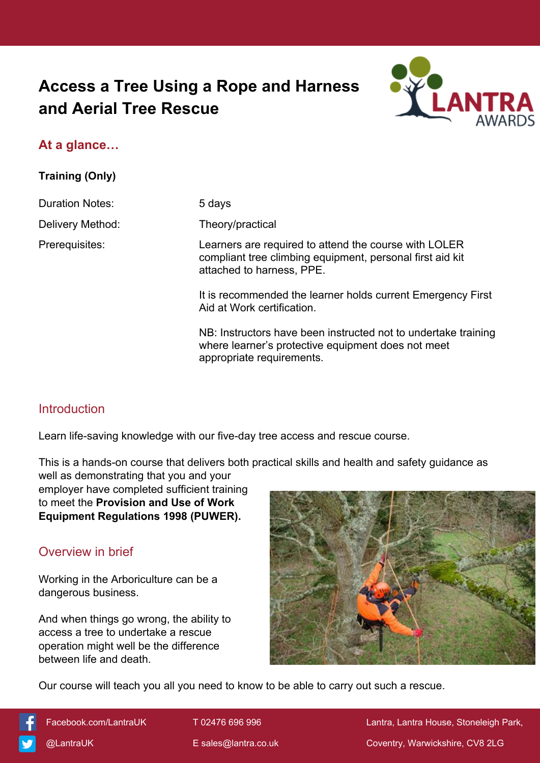# Access a Tree Using a Rope and Harness and Aerial Tree Rescue

## At a glance…

**Training (Only)**

| | |
|---|---|
| Duration Notes: | 5 days |
| Delivery Method: | Theory/practical |
| Prerequisites: | Learners are required to attend the course with LOLER compliant tree climbing equipment, personal first aid kit attached to harness, PPE.<br><br>It is recommended the learner holds current Emergency First Aid at Work certification.<br><br>NB: Instructors have been instructed not to undertake training where learner's protective equipment does not meet appropriate requirements. |

## Introduction

Learn life-saving knowledge with our five-day tree access and rescue course.

This is a hands-on course that delivers both practical skills and health and safety guidance as well as demonstrating that you and your employer have completed sufficient training to meet the **Provision and Use of Work Equipment Regulations 1998 (PUWER).**

## Overview in brief

Working in the Arboriculture can be a dangerous business.

And when things go wrong, the ability to access a tree to undertake a rescue operation might well be the difference between life and death.

Our course will teach you all you need to know to be able to carry out such a rescue.

Facebook.com/LantraUK
@LantraUK
T 02476 696 996
E sales@lantra.co.uk
Lantra, Lantra House, Stoneleigh Park, Coventry, Warwickshire, CV8 2LG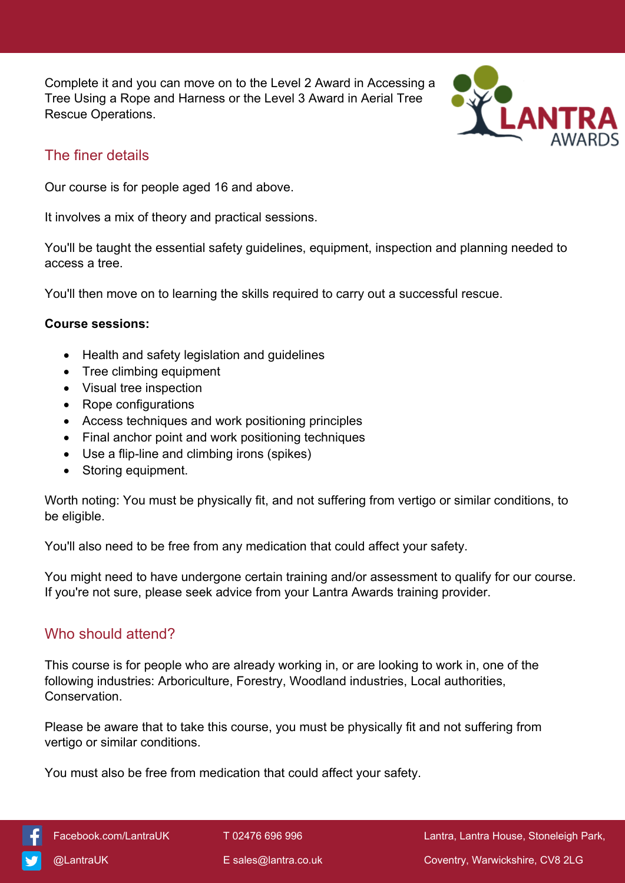Complete it and you can move on to the Level 2 Award in Accessing a Tree Using a Rope and Harness or the Level 3 Award in Aerial Tree Rescue Operations.

## The finer details

Our course is for people aged 16 and above.

It involves a mix of theory and practical sessions.

You'll be taught the essential safety guidelines, equipment, inspection and planning needed to access a tree.

You'll then move on to learning the skills required to carry out a successful rescue.

**Course sessions:**

- Health and safety legislation and guidelines
- Tree climbing equipment
- Visual tree inspection
- Rope configurations
- Access techniques and work positioning principles
- Final anchor point and work positioning techniques
- Use a flip-line and climbing irons (spikes)
- Storing equipment.

Worth noting: You must be physically fit, and not suffering from vertigo or similar conditions, to be eligible.

You'll also need to be free from any medication that could affect your safety.

You might need to have undergone certain training and/or assessment to qualify for our course. If you're not sure, please seek advice from your Lantra Awards training provider.

## Who should attend?

This course is for people who are already working in, or are looking to work in, one of the following industries: Arboriculture, Forestry, Woodland industries, Local authorities, Conservation.

Please be aware that to take this course, you must be physically fit and not suffering from vertigo or similar conditions.

You must also be free from medication that could affect your safety.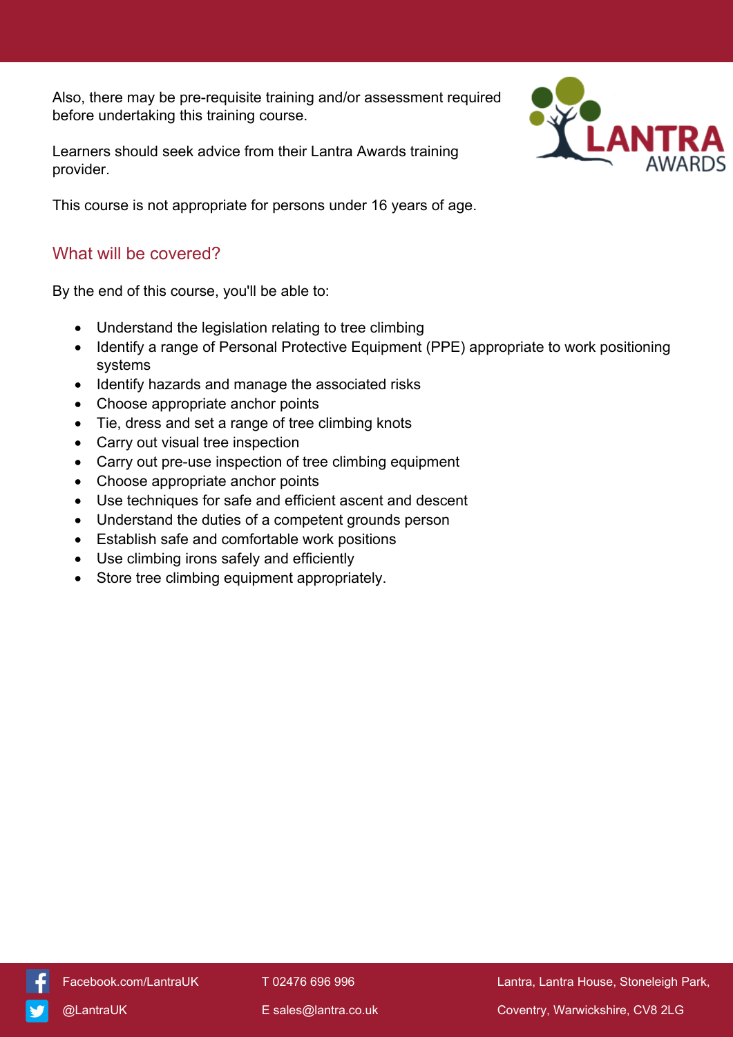Also, there may be pre-requisite training and/or assessment required before undertaking this training course.

Learners should seek advice from their Lantra Awards training provider.

This course is not appropriate for persons under 16 years of age.

## What will be covered?

By the end of this course, you'll be able to:

- Understand the legislation relating to tree climbing
- Identify a range of Personal Protective Equipment (PPE) appropriate to work positioning systems
- Identify hazards and manage the associated risks
- Choose appropriate anchor points
- Tie, dress and set a range of tree climbing knots
- Carry out visual tree inspection
- Carry out pre-use inspection of tree climbing equipment
- Choose appropriate anchor points
- Use techniques for safe and efficient ascent and descent
- Understand the duties of a competent grounds person
- Establish safe and comfortable work positions
- Use climbing irons safely and efficiently
- Store tree climbing equipment appropriately.